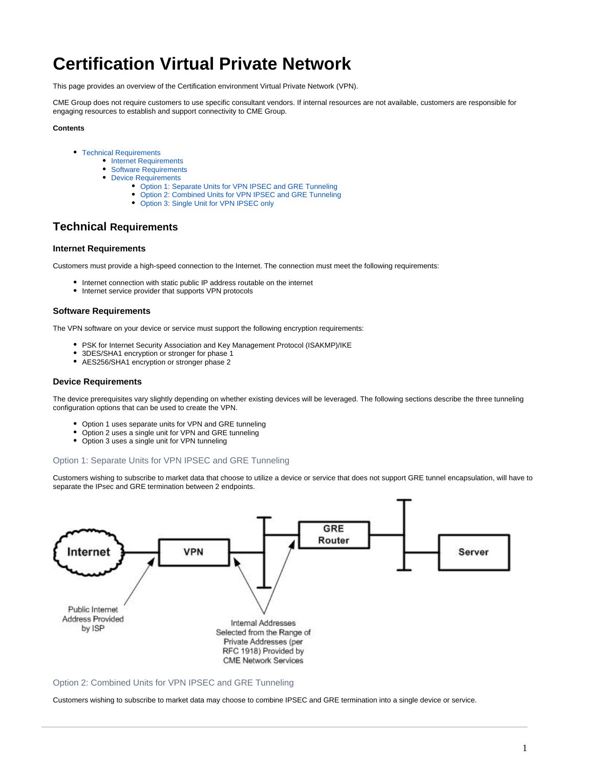# Certification Virtual Private Network

This page provides an overview of the Certification environment Virtual Private Network (VPN).

CME Group does not require customers to use specific consultant vendors. If internal resources are not available, customers are responsible for engaging resources to establish and support connectivity to CME Group.

**Contents**

- Technical Requirements
    - Internet Requirements
    - Software Requirements
    - Device Requirements
        - Option 1: Separate Units for VPN IPSEC and GRE Tunneling
        - Option 2: Combined Units for VPN IPSEC and GRE Tunneling
        - Option 3: Single Unit for VPN IPSEC only

## Technical Requirements

### Internet Requirements

Customers must provide a high-speed connection to the Internet. The connection must meet the following requirements:

- Internet connection with static public IP address routable on the internet
- Internet service provider that supports VPN protocols

### Software Requirements

The VPN software on your device or service must support the following encryption requirements:

- PSK for Internet Security Association and Key Management Protocol (ISAKMP)/IKE
- 3DES/SHA1 encryption or stronger for phase 1
- AES256/SHA1 encryption or stronger phase 2

### Device Requirements

The device prerequisites vary slightly depending on whether existing devices will be leveraged. The following sections describe the three tunneling configuration options that can be used to create the VPN.

- Option 1 uses separate units for VPN and GRE tunneling
- Option 2 uses a single unit for VPN and GRE tunneling
- Option 3 uses a single unit for VPN tunneling

#### Option 1: Separate Units for VPN IPSEC and GRE Tunneling

Customers wishing to subscribe to market data that choose to utilize a device or service that does not support GRE tunnel encapsulation, will have to separate the IPsec and GRE termination between 2 endpoints.

Internet — VPN — GRE Router — Server

Public Internet Address Provided by ISP

Internal Addresses Selected from the Range of Private Addresses (per RFC 1918) Provided by CME Network Services

#### Option 2: Combined Units for VPN IPSEC and GRE Tunneling

Customers wishing to subscribe to market data may choose to combine IPSEC and GRE termination into a single device or service.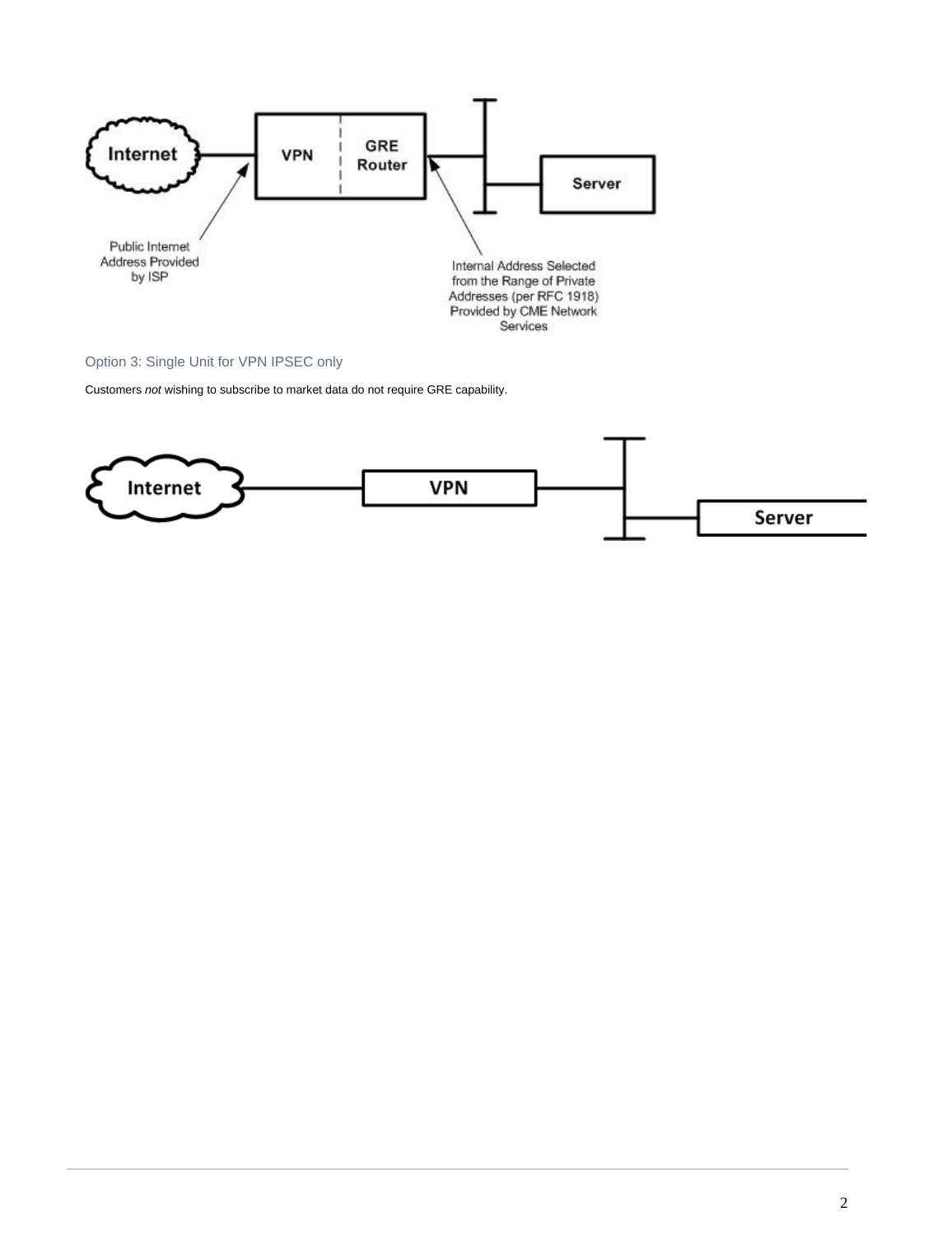Internet

VPN

GRE
Router

Server

Public Internet
Address Provided
by ISP

Internal Address Selected
from the Range of Private
Addresses (per RFC 1918)
Provided by CME Network
Services

### Option 3: Single Unit for VPN IPSEC only

Customers *not* wishing to subscribe to market data do not require GRE capability.

Internet

VPN

Server